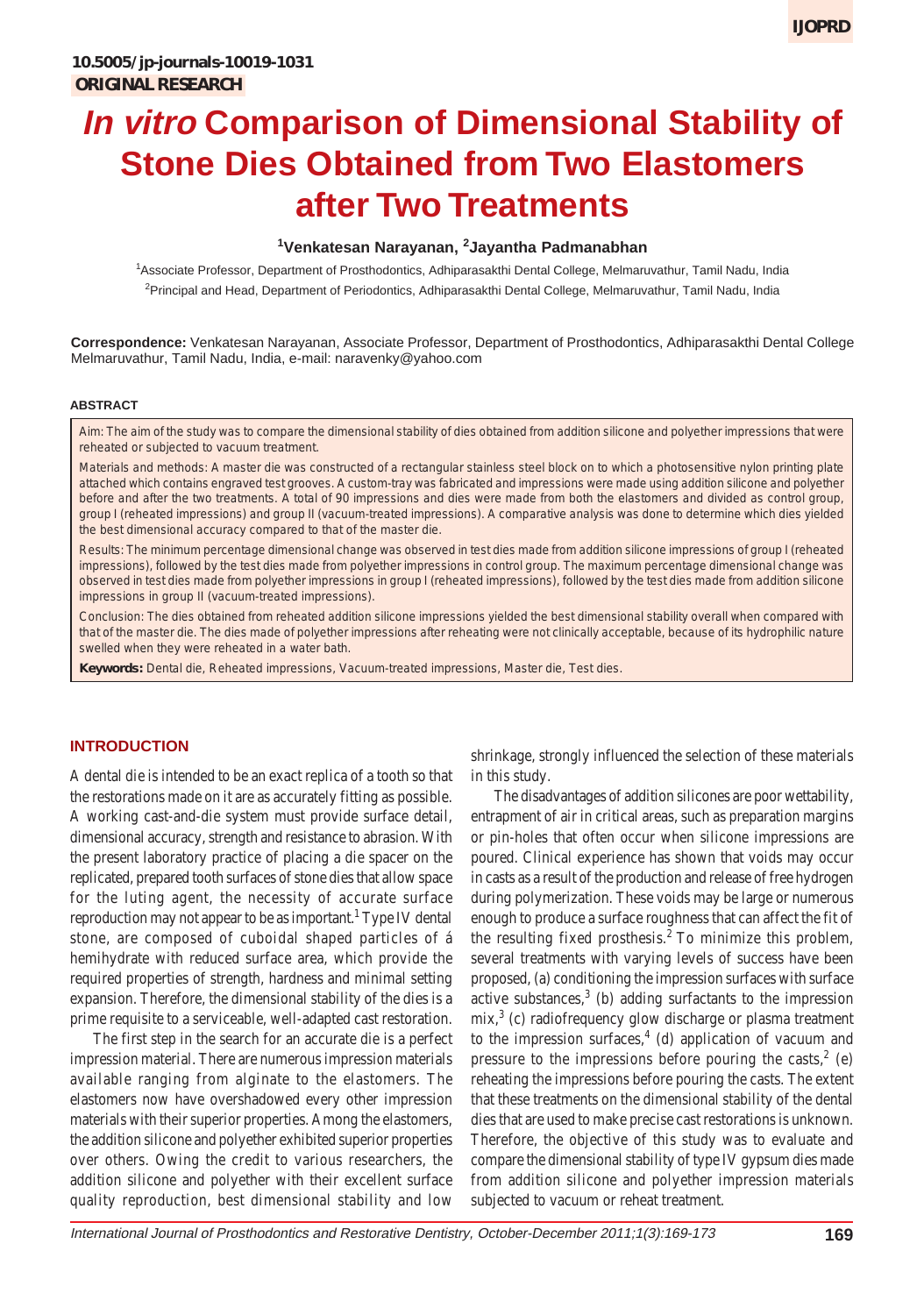10.5005/jp-journals-10019-1031

ORIGINAL RESEARCH

# *In vitro* Comparison of Dimensional Stability of Stone Dies Obtained from Two Elastomers after Two Treatments

**[1]Venkatesan Narayanan, [2]Jayantha Padmanabhan**

[1]Associate Professor, Department of Prosthodontics, Adhiparasakthi Dental College, Melmaruvathur, Tamil Nadu, India

[2]Principal and Head, Department of Periodontics, Adhiparasakthi Dental College, Melmaruvathur, Tamil Nadu, India

**Correspondence:** Venkatesan Narayanan, Associate Professor, Department of Prosthodontics, Adhiparasakthi Dental College Melmaruvathur, Tamil Nadu, India, e-mail: naravenky@yahoo.com

## ABSTRACT

Aim: The aim of the study was to compare the dimensional stability of dies obtained from addition silicone and polyether impressions that were reheated or subjected to vacuum treatment.

Materials and methods: A master die was constructed of a rectangular stainless steel block on to which a photosensitive nylon printing plate attached which contains engraved test grooves. A custom-tray was fabricated and impressions were made using addition silicone and polyether before and after the two treatments. A total of 90 impressions and dies were made from both the elastomers and divided as control group, group I (reheated impressions) and group II (vacuum-treated impressions). A comparative analysis was done to determine which dies yielded the best dimensional accuracy compared to that of the master die.

Results: The minimum percentage dimensional change was observed in test dies made from addition silicone impressions of group I (reheated impressions), followed by the test dies made from polyether impressions in control group. The maximum percentage dimensional change was observed in test dies made from polyether impressions in group I (reheated impressions), followed by the test dies made from addition silicone impressions in group II (vacuum-treated impressions).

Conclusion: The dies obtained from reheated addition silicone impressions yielded the best dimensional stability overall when compared with that of the master die. The dies made of polyether impressions after reheating were not clinically acceptable, because of its hydrophilic nature swelled when they were reheated in a water bath.

**Keywords:** Dental die, Reheated impressions, Vacuum-treated impressions, Master die, Test dies.

## INTRODUCTION

A dental die is intended to be an exact replica of a tooth so that the restorations made on it are as accurately fitting as possible. A working cast-and-die system must provide surface detail, dimensional accuracy, strength and resistance to abrasion. With the present laboratory practice of placing a die spacer on the replicated, prepared tooth surfaces of stone dies that allow space for the luting agent, the necessity of accurate surface reproduction may not appear to be as important.[1] Type IV dental stone, are composed of cuboidal shaped particles of á hemihydrate with reduced surface area, which provide the required properties of strength, hardness and minimal setting expansion. Therefore, the dimensional stability of the dies is a prime requisite to a serviceable, well-adapted cast restoration.

The first step in the search for an accurate die is a perfect impression material. There are numerous impression materials available ranging from alginate to the elastomers. The elastomers now have overshadowed every other impression materials with their superior properties. Among the elastomers, the addition silicone and polyether exhibited superior properties over others. Owing the credit to various researchers, the addition silicone and polyether with their excellent surface quality reproduction, best dimensional stability and low shrinkage, strongly influenced the selection of these materials in this study.

The disadvantages of addition silicones are poor wettability, entrapment of air in critical areas, such as preparation margins or pin-holes that often occur when silicone impressions are poured. Clinical experience has shown that voids may occur in casts as a result of the production and release of free hydrogen during polymerization. These voids may be large or numerous enough to produce a surface roughness that can affect the fit of the resulting fixed prosthesis.[2] To minimize this problem, several treatments with varying levels of success have been proposed, (a) conditioning the impression surfaces with surface active substances,[3] (b) adding surfactants to the impression mix,[3] (c) radiofrequency glow discharge or plasma treatment to the impression surfaces,[4] (d) application of vacuum and pressure to the impressions before pouring the casts,[2] (e) reheating the impressions before pouring the casts. The extent that these treatments on the dimensional stability of the dental dies that are used to make precise cast restorations is unknown. Therefore, the objective of this study was to evaluate and compare the dimensional stability of type IV gypsum dies made from addition silicone and polyether impression materials subjected to vacuum or reheat treatment.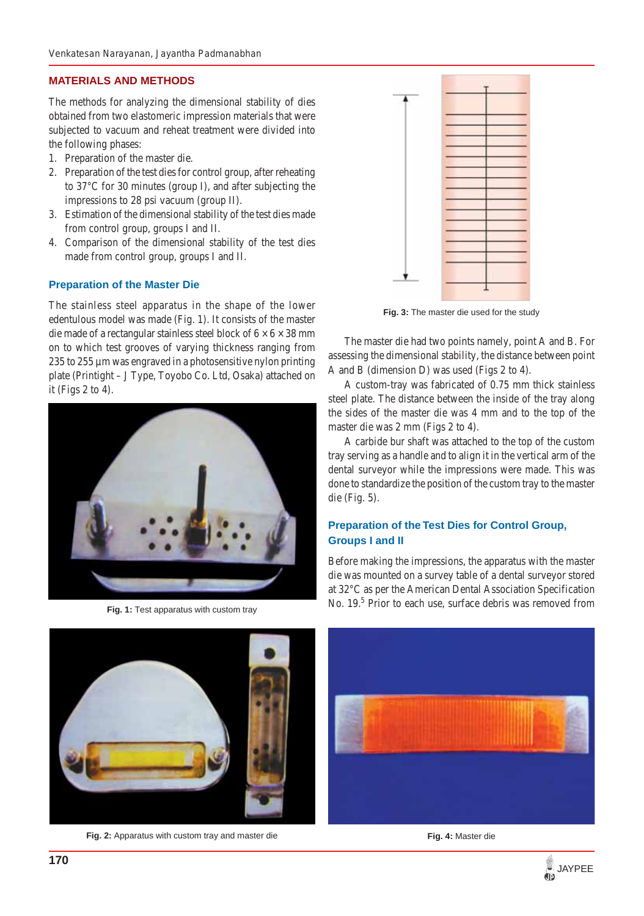## MATERIALS AND METHODS

The methods for analyzing the dimensional stability of dies obtained from two elastomeric impression materials that were subjected to vacuum and reheat treatment were divided into the following phases:

1. Preparation of the master die.
2. Preparation of the test dies for control group, after reheating to 37°C for 30 minutes (group I), and after subjecting the impressions to 28 psi vacuum (group II).
3. Estimation of the dimensional stability of the test dies made from control group, groups I and II.
4. Comparison of the dimensional stability of the test dies made from control group, groups I and II.

### Preparation of the Master Die

The stainless steel apparatus in the shape of the lower edentulous model was made (Fig. 1). It consists of the master die made of a rectangular stainless steel block of $6 \times 6 \times 38$ mm on to which test grooves of varying thickness ranging from 235 to 255 µm was engraved in a photosensitive nylon printing plate (Printight – J Type, Toyobo Co. Ltd, Osaka) attached on it (Figs 2 to 4).

**Fig. 1:** Test apparatus with custom tray

**Fig. 3:** The master die used for the study

The master die had two points namely, point A and B. For assessing the dimensional stability, the distance between point A and B (dimension D) was used (Figs 2 to 4).

A custom-tray was fabricated of 0.75 mm thick stainless steel plate. The distance between the inside of the tray along the sides of the master die was 4 mm and to the top of the master die was 2 mm (Figs 2 to 4).

A carbide bur shaft was attached to the top of the custom tray serving as a handle and to align it in the vertical arm of the dental surveyor while the impressions were made. This was done to standardize the position of the custom tray to the master die (Fig. 5).

### Preparation of the Test Dies for Control Group, Groups I and II

Before making the impressions, the apparatus with the master die was mounted on a survey table of a dental surveyor stored at 32°C as per the American Dental Association Specification No. 19.[5] Prior to each use, surface debris was removed from

**Fig. 2:** Apparatus with custom tray and master die

**Fig. 4:** Master die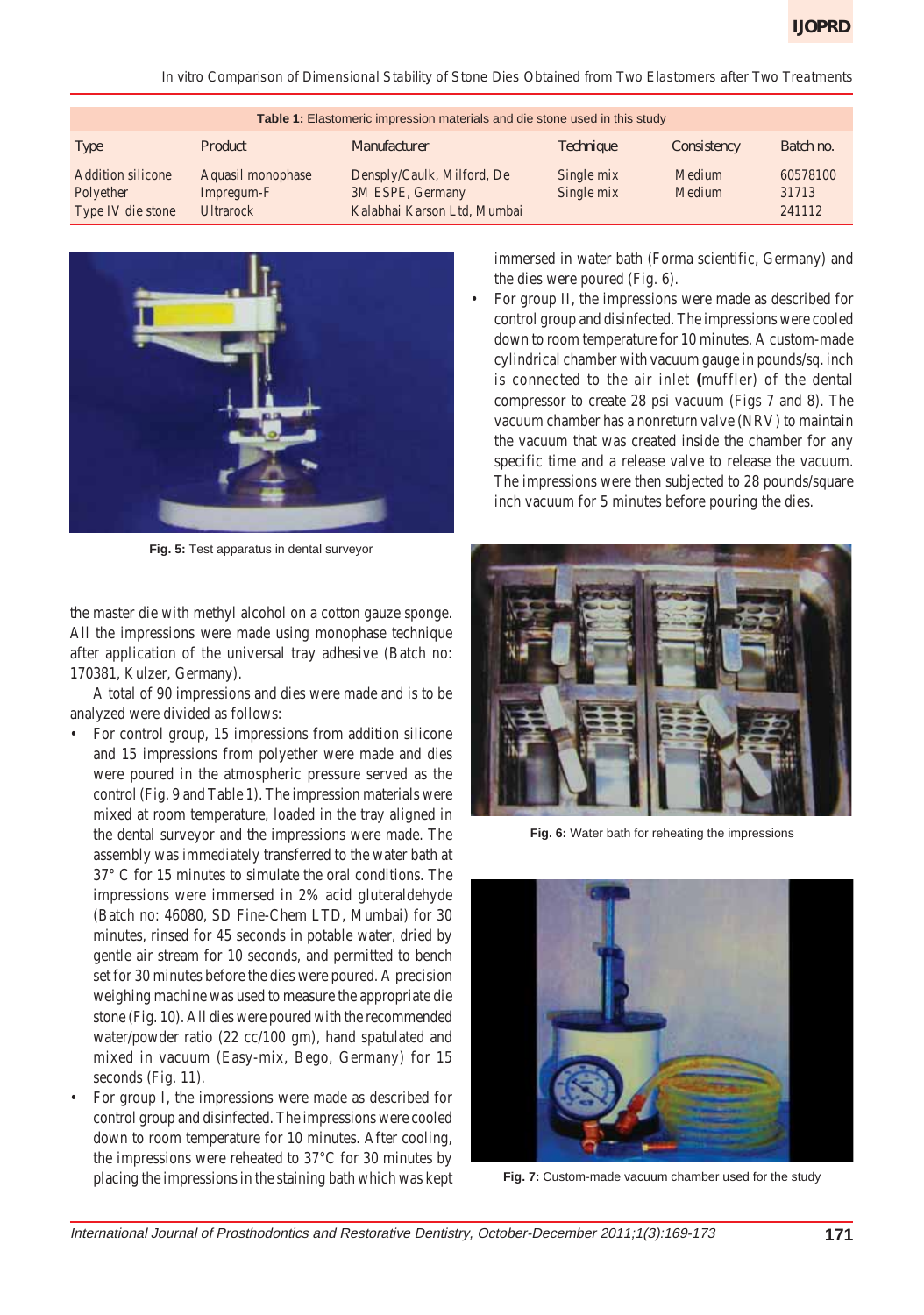**Table 1:** Elastomeric impression materials and die stone used in this study

| Type | Product | Manufacturer | Technique | Consistency | Batch no. |
|---|---|---|---|---|---|
| Addition silicone | Aquasil monophase | Densply/Caulk, Milford, De | Single mix | Medium | 60578100 |
| Polyether | Impregum-F | 3M ESPE, Germany | Single mix | Medium | 31713 |
| Type IV die stone | Ultrarock | Kalabhai Karson Ltd, Mumbai | | | 241112 |

**Fig. 5:** Test apparatus in dental surveyor

the master die with methyl alcohol on a cotton gauze sponge. All the impressions were made using monophase technique after application of the universal tray adhesive (Batch no: 170381, Kulzer, Germany).

A total of 90 impressions and dies were made and is to be analyzed were divided as follows:

- For control group, 15 impressions from addition silicone and 15 impressions from polyether were made and dies were poured in the atmospheric pressure served as the control (Fig. 9 and Table 1). The impression materials were mixed at room temperature, loaded in the tray aligned in the dental surveyor and the impressions were made. The assembly was immediately transferred to the water bath at 37° C for 15 minutes to simulate the oral conditions. The impressions were immersed in 2% acid gluteraldehyde (Batch no: 46080, SD Fine-Chem LTD, Mumbai) for 30 minutes, rinsed for 45 seconds in potable water, dried by gentle air stream for 10 seconds, and permitted to bench set for 30 minutes before the dies were poured. A precision weighing machine was used to measure the appropriate die stone (Fig. 10). All dies were poured with the recommended water/powder ratio (22 cc/100 gm), hand spatulated and mixed in vacuum (Easy-mix, Bego, Germany) for 15 seconds (Fig. 11).
- For group I, the impressions were made as described for control group and disinfected. The impressions were cooled down to room temperature for 10 minutes. After cooling, the impressions were reheated to 37°C for 30 minutes by placing the impressions in the staining bath which was kept immersed in water bath (Forma scientific, Germany) and the dies were poured (Fig. 6).
- For group II, the impressions were made as described for control group and disinfected. The impressions were cooled down to room temperature for 10 minutes. A custom-made cylindrical chamber with vacuum gauge in pounds/sq. inch is connected to the air inlet **(**muffler) of the dental compressor to create 28 psi vacuum (Figs 7 and 8). The vacuum chamber has a nonreturn valve (NRV) to maintain the vacuum that was created inside the chamber for any specific time and a release valve to release the vacuum. The impressions were then subjected to 28 pounds/square inch vacuum for 5 minutes before pouring the dies.

**Fig. 6:** Water bath for reheating the impressions

**Fig. 7:** Custom-made vacuum chamber used for the study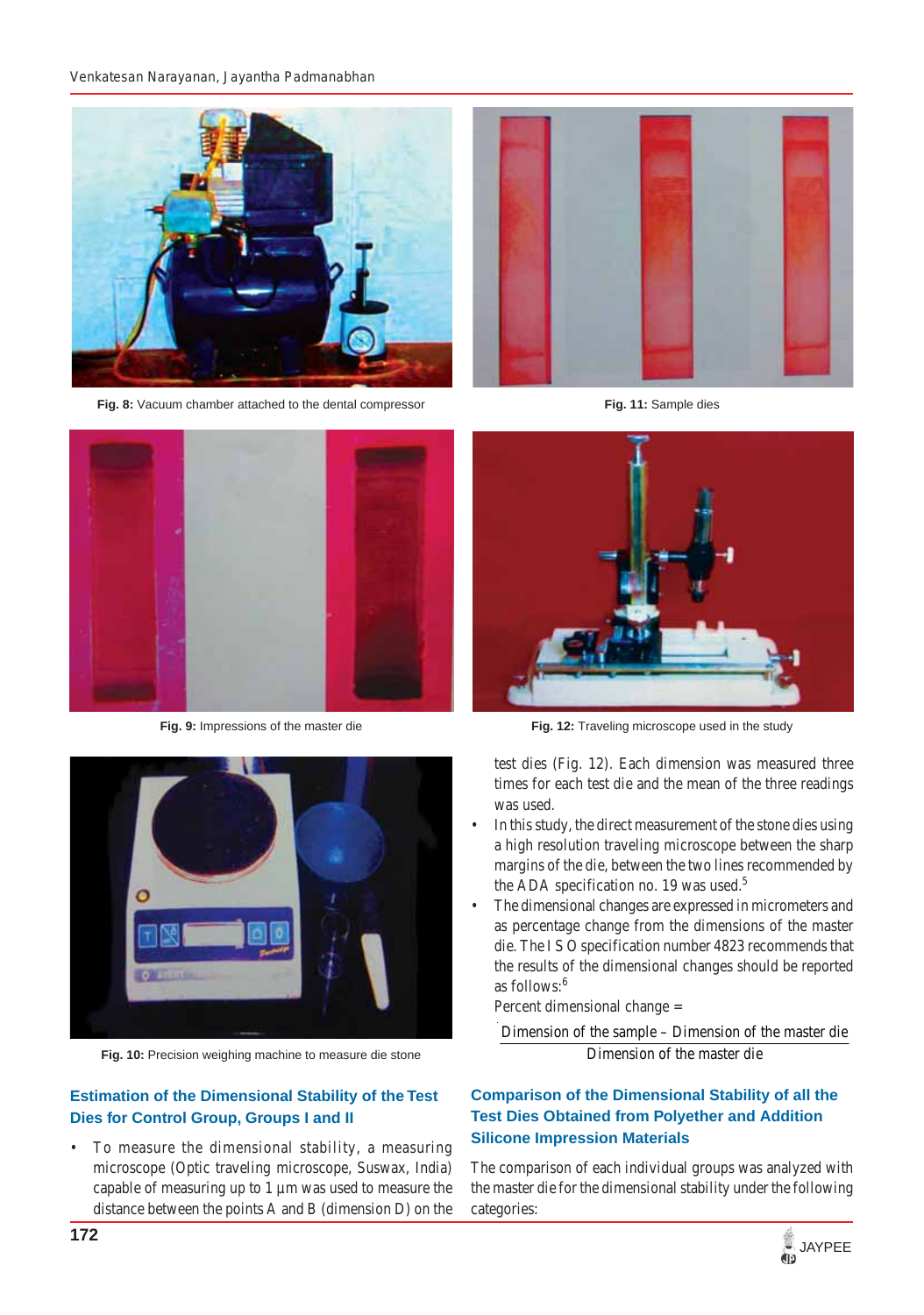Fig. 8: Vacuum chamber attached to the dental compressor

Fig. 11: Sample dies

Fig. 9: Impressions of the master die

Fig. 12: Traveling microscope used in the study

Fig. 10: Precision weighing machine to measure die stone

### Estimation of the Dimensional Stability of the Test Dies for Control Group, Groups I and II

- To measure the dimensional stability, a measuring microscope (Optic traveling microscope, Suswax, India) capable of measuring up to 1 µm was used to measure the distance between the points A and B (dimension D) on the test dies (Fig. 12). Each dimension was measured three times for each test die and the mean of the three readings was used.
- In this study, the direct measurement of the stone dies using a high resolution traveling microscope between the sharp margins of the die, between the two lines recommended by the ADA specification no. 19 was used.[5]
- The dimensional changes are expressed in micrometers and as percentage change from the dimensions of the master die. The I S O specification number 4823 recommends that the results of the dimensional changes should be reported as follows:[6]

Percent dimensional change =

$$\frac{\text{Dimension of the sample} - \text{Dimension of the master die}}{\text{Dimension of the master die}}$$

### Comparison of the Dimensional Stability of all the Test Dies Obtained from Polyether and Addition Silicone Impression Materials

The comparison of each individual groups was analyzed with the master die for the dimensional stability under the following categories: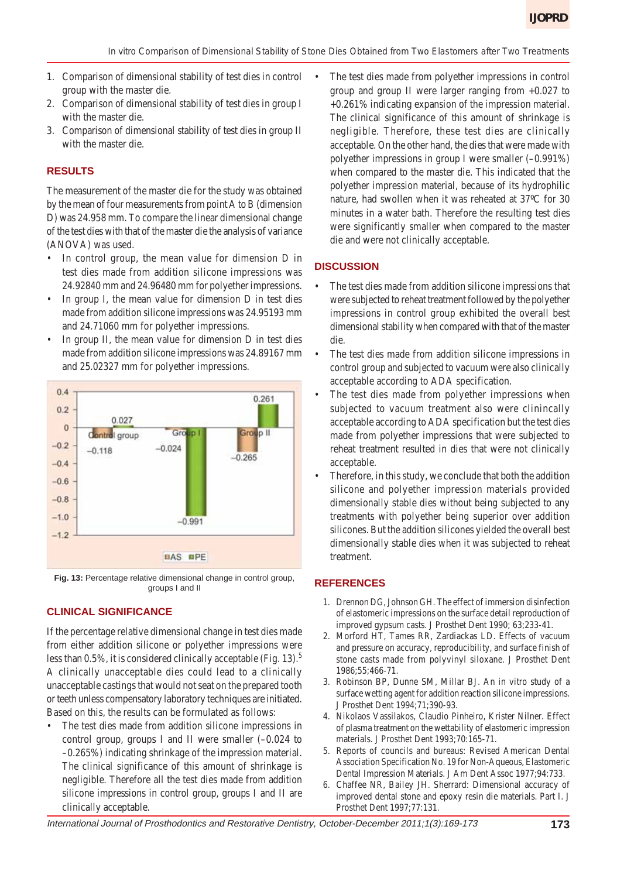1. Comparison of dimensional stability of test dies in control group with the master die.
2. Comparison of dimensional stability of test dies in group I with the master die.
3. Comparison of dimensional stability of test dies in group II with the master die.

## RESULTS

The measurement of the master die for the study was obtained by the mean of four measurements from point A to B (dimension D) was 24.958 mm. To compare the linear dimensional change of the test dies with that of the master die the analysis of variance (ANOVA) was used.

- In control group, the mean value for dimension D in test dies made from addition silicone impressions was 24.92840 mm and 24.96480 mm for polyether impressions.
- In group I, the mean value for dimension D in test dies made from addition silicone impressions was 24.95193 mm and 24.71060 mm for polyether impressions.
- In group II, the mean value for dimension D in test dies made from addition silicone impressions was 24.89167 mm and 25.02327 mm for polyether impressions.

0.4
0.2
0
−0.2
−0.4
−0.6
−0.8
−1.0
−1.2

Control group
0.027
−0.118
Group I
−0.024
−0.991
Group II
0.261
−0.265

AS PE

**Fig. 13:** Percentage relative dimensional change in control group, groups I and II

## CLINICAL SIGNIFICANCE

If the percentage relative dimensional change in test dies made from either addition silicone or polyether impressions were less than 0.5%, it is considered clinically acceptable (Fig. 13).[5] A clinically unacceptable dies could lead to a clinically unacceptable castings that would not seat on the prepared tooth or teeth unless compensatory laboratory techniques are initiated. Based on this, the results can be formulated as follows:

- The test dies made from addition silicone impressions in control group, groups I and II were smaller (–0.024 to –0.265%) indicating shrinkage of the impression material. The clinical significance of this amount of shrinkage is negligible. Therefore all the test dies made from addition silicone impressions in control group, groups I and II are clinically acceptable.
- The test dies made from polyether impressions in control group and group II were larger ranging from +0.027 to +0.261% indicating expansion of the impression material. The clinical significance of this amount of shrinkage is negligible. Therefore, these test dies are clinically acceptable. On the other hand, the dies that were made with polyether impressions in group I were smaller (–0.991%) when compared to the master die. This indicated that the polyether impression material, because of its hydrophilic nature, had swollen when it was reheated at 37ºC for 30 minutes in a water bath. Therefore the resulting test dies were significantly smaller when compared to the master die and were not clinically acceptable.

## DISCUSSION

- The test dies made from addition silicone impressions that were subjected to reheat treatment followed by the polyether impressions in control group exhibited the overall best dimensional stability when compared with that of the master die.
- The test dies made from addition silicone impressions in control group and subjected to vacuum were also clinically acceptable according to ADA specification.
- The test dies made from polyether impressions when subjected to vacuum treatment also were clinincally acceptable according to ADA specification but the test dies made from polyether impressions that were subjected to reheat treatment resulted in dies that were not clinically acceptable.
- Therefore, in this study, we conclude that both the addition silicone and polyether impression materials provided dimensionally stable dies without being subjected to any treatments with polyether being superior over addition silicones. But the addition silicones yielded the overall best dimensionally stable dies when it was subjected to reheat treatment.

## REFERENCES

1. Drennon DG, Johnson GH. The effect of immersion disinfection of elastomeric impressions on the surface detail reproduction of improved gypsum casts. J Prosthet Dent 1990; 63;233-41.
2. Morford HT, Tames RR, Zardiackas LD. Effects of vacuum and pressure on accuracy, reproducibility, and surface finish of stone casts made from polyvinyl siloxane. J Prosthet Dent 1986;55;466-71.
3. Robinson BP, Dunne SM, Millar BJ. An in vitro study of a surface wetting agent for addition reaction silicone impressions. J Prosthet Dent 1994;71;390-93.
4. Nikolaos Vassilakos, Claudio Pinheiro, Krister Nilner. Effect of plasma treatment on the wettability of elastomeric impression materials. J Prosthet Dent 1993;70:165-71.
5. Reports of councils and bureaus: Revised American Dental Association Specification No. 19 for Non-Aqueous, Elastomeric Dental Impression Materials. J Am Dent Assoc 1977;94:733.
6. Chaffee NR, Bailey JH. Sherrard: Dimensional accuracy of improved dental stone and epoxy resin die materials. Part I. J Prosthet Dent 1997;77:131.